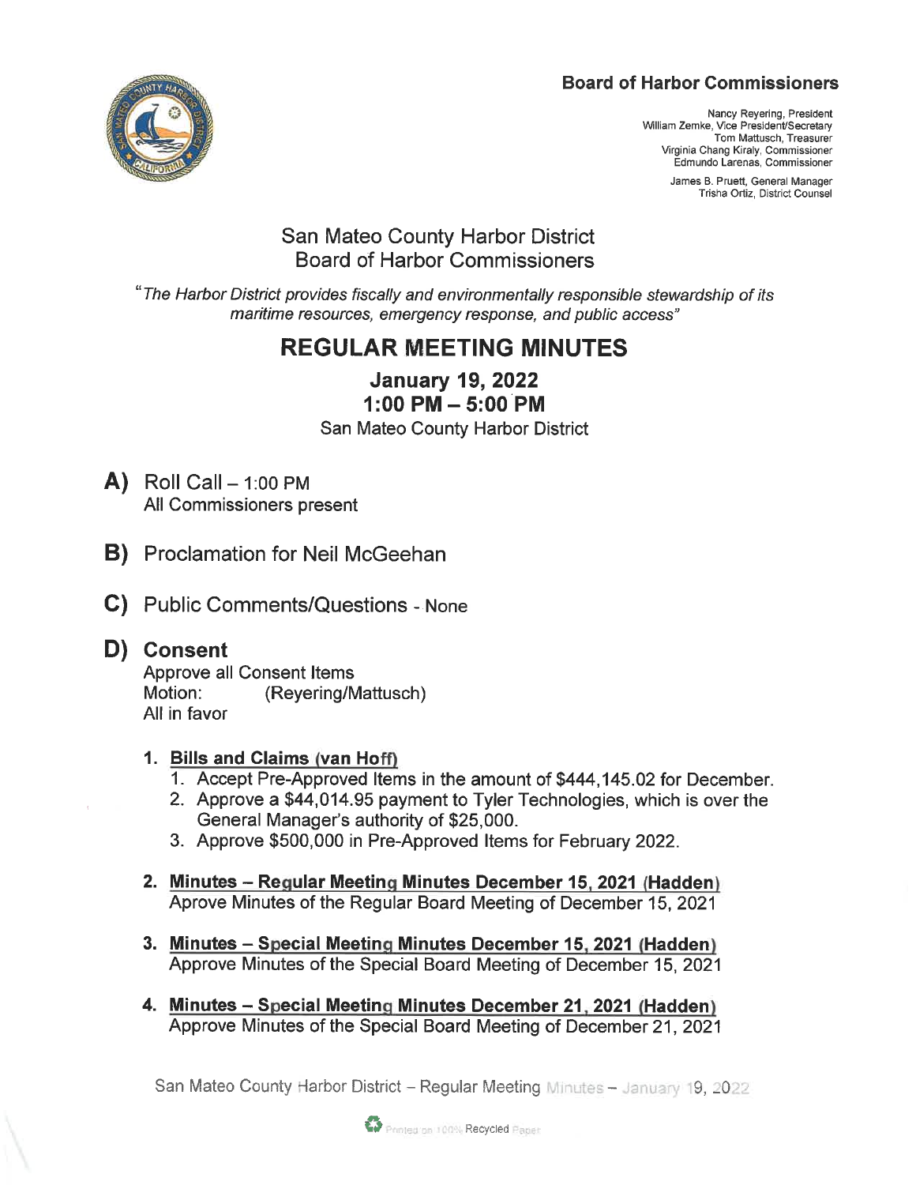**Board of Harbor Commissioners**

Nancy Reyering, President
William Zemke, Vice President/Secretary
Tom Mattusch, Treasurer
Virginia Chang Kiraly, Commissioner
Edmundo Larenas, Commissioner

James B. Pruett, General Manager
Trisha Ortiz, District Counsel

## San Mateo County Harbor District
## Board of Harbor Commissioners

*"The Harbor District provides fiscally and environmentally responsible stewardship of its maritime resources, emergency response, and public access"*

# REGULAR MEETING MINUTES

### January 19, 2022
### 1:00 PM – 5:00 PM

San Mateo County Harbor District

## A) Roll Call – 1:00 PM

All Commissioners present

## B) Proclamation for Neil McGeehan

## C) Public Comments/Questions - None

## D) Consent

Approve all Consent Items
Motion: (Reyering/Mattusch)
All in favor

1. **Bills and Claims (van Hoff)**
   1. Accept Pre-Approved Items in the amount of $444,145.02 for December.
   2. Approve a $44,014.95 payment to Tyler Technologies, which is over the General Manager's authority of $25,000.
   3. Approve $500,000 in Pre-Approved Items for February 2022.

2. **Minutes – Regular Meeting Minutes December 15, 2021 (Hadden)**
   Aprove Minutes of the Regular Board Meeting of December 15, 2021

3. **Minutes – Special Meeting Minutes December 15, 2021 (Hadden)**
   Approve Minutes of the Special Board Meeting of December 15, 2021

4. **Minutes – Special Meeting Minutes December 21, 2021 (Hadden)**
   Approve Minutes of the Special Board Meeting of December 21, 2021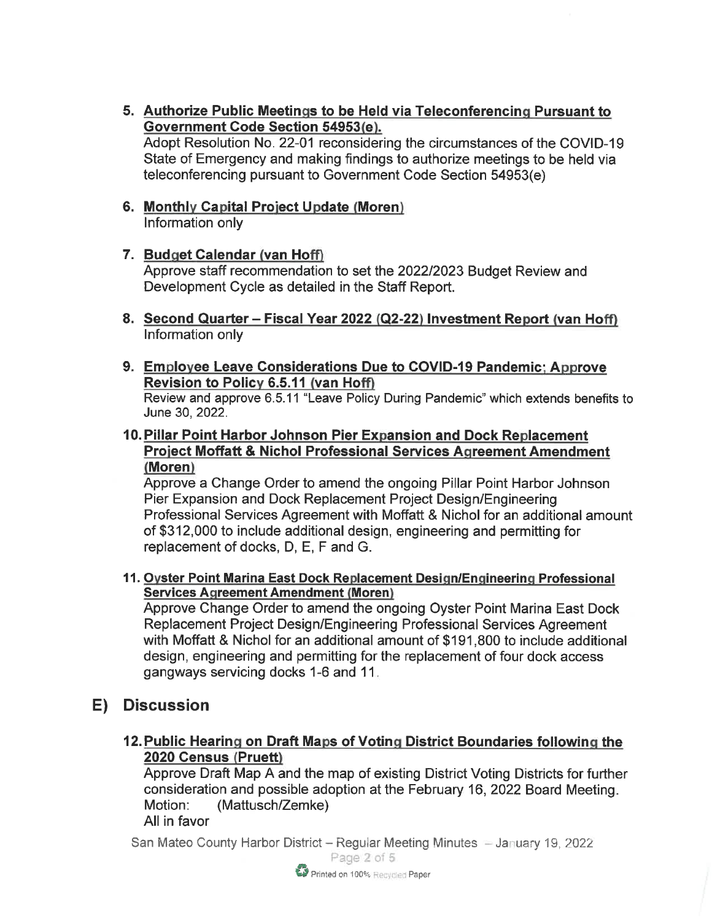5. **Authorize Public Meetings to be Held via Teleconferencing Pursuant to Government Code Section 54953(e).**
   Adopt Resolution No. 22-01 reconsidering the circumstances of the COVID-19 State of Emergency and making findings to authorize meetings to be held via teleconferencing pursuant to Government Code Section 54953(e)

6. **Monthly Capital Project Update (Moren)**
   Information only

7. **Budget Calendar (van Hoff)**
   Approve staff recommendation to set the 2022/2023 Budget Review and Development Cycle as detailed in the Staff Report.

8. **Second Quarter – Fiscal Year 2022 (Q2-22) Investment Report (van Hoff)**
   Information only

9. **Employee Leave Considerations Due to COVID-19 Pandemic; Approve Revision to Policy 6.5.11 (van Hoff)**
   Review and approve 6.5.11 "Leave Policy During Pandemic" which extends benefits to June 30, 2022.

10. **Pillar Point Harbor Johnson Pier Expansion and Dock Replacement Project Moffatt & Nichol Professional Services Agreement Amendment (Moren)**
    Approve a Change Order to amend the ongoing Pillar Point Harbor Johnson Pier Expansion and Dock Replacement Project Design/Engineering Professional Services Agreement with Moffatt & Nichol for an additional amount of $312,000 to include additional design, engineering and permitting for replacement of docks, D, E, F and G.

11. **Oyster Point Marina East Dock Replacement Design/Engineering Professional Services Agreement Amendment (Moren)**
    Approve Change Order to amend the ongoing Oyster Point Marina East Dock Replacement Project Design/Engineering Professional Services Agreement with Moffatt & Nichol for an additional amount of $191,800 to include additional design, engineering and permitting for the replacement of four dock access gangways servicing docks 1-6 and 11.

## E) Discussion

12. **Public Hearing on Draft Maps of Voting District Boundaries following the 2020 Census (Pruett)**
    Approve Draft Map A and the map of existing District Voting Districts for further consideration and possible adoption at the February 16, 2022 Board Meeting.
    Motion: (Mattusch/Zemke)
    All in favor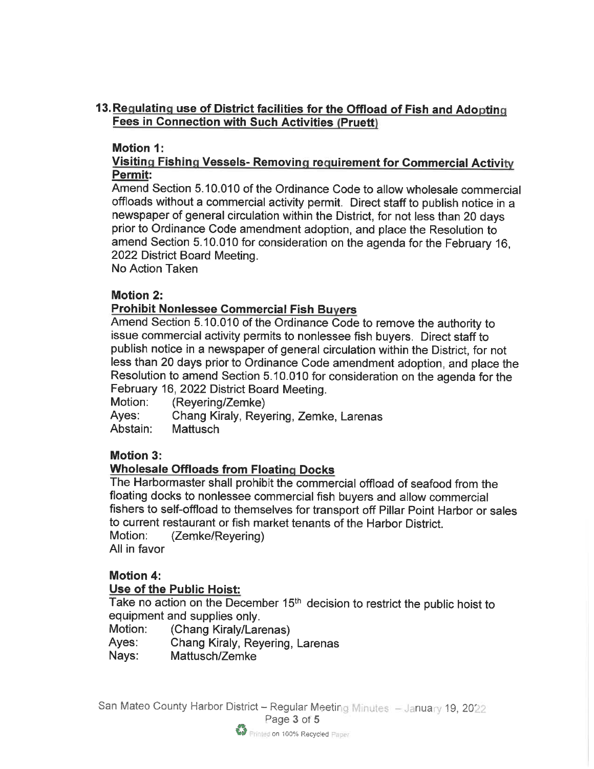## 13. Regulating use of District facilities for the Offload of Fish and Adopting Fees in Connection with Such Activities (Pruett)

### Motion 1:

**Visiting Fishing Vessels- Removing requirement for Commercial Activity Permit:**

Amend Section 5.10.010 of the Ordinance Code to allow wholesale commercial offloads without a commercial activity permit. Direct staff to publish notice in a newspaper of general circulation within the District, for not less than 20 days prior to Ordinance Code amendment adoption, and place the Resolution to amend Section 5.10.010 for consideration on the agenda for the February 16, 2022 District Board Meeting.

No Action Taken

### Motion 2:

**Prohibit Nonlessee Commercial Fish Buyers**

Amend Section 5.10.010 of the Ordinance Code to remove the authority to issue commercial activity permits to nonlessee fish buyers. Direct staff to publish notice in a newspaper of general circulation within the District, for not less than 20 days prior to Ordinance Code amendment adoption, and place the Resolution to amend Section 5.10.010 for consideration on the agenda for the February 16, 2022 District Board Meeting.

Motion: (Reyering/Zemke)
Ayes: Chang Kiraly, Reyering, Zemke, Larenas
Abstain: Mattusch

### Motion 3:

**Wholesale Offloads from Floating Docks**

The Harbormaster shall prohibit the commercial offload of seafood from the floating docks to nonlessee commercial fish buyers and allow commercial fishers to self-offload to themselves for transport off Pillar Point Harbor or sales to current restaurant or fish market tenants of the Harbor District.

Motion: (Zemke/Reyering)
All in favor

### Motion 4:

**Use of the Public Hoist:**

Take no action on the December 15th decision to restrict the public hoist to equipment and supplies only.

Motion: (Chang Kiraly/Larenas)
Ayes: Chang Kiraly, Reyering, Larenas
Nays: Mattusch/Zemke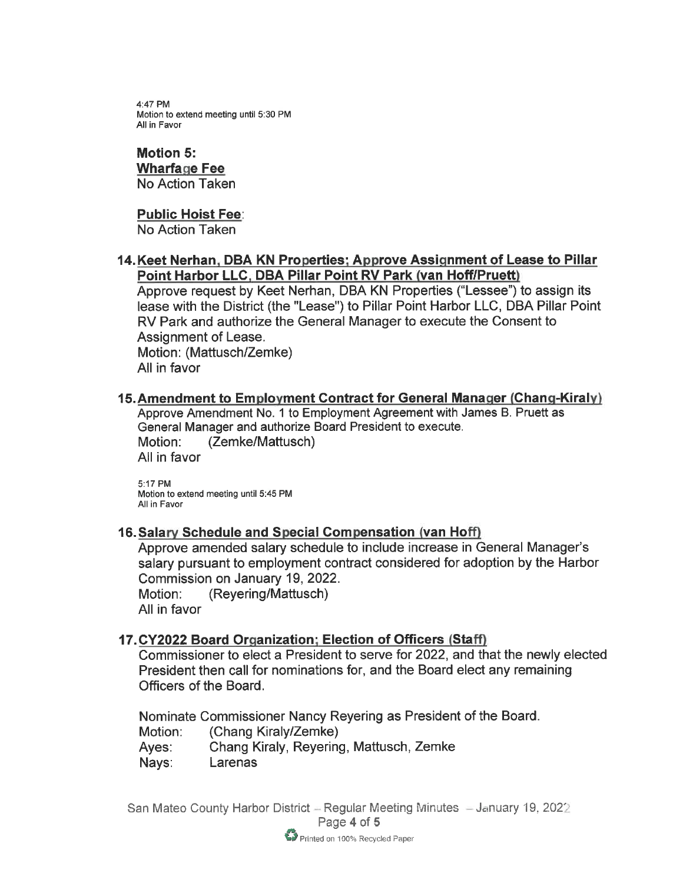4:47 PM
Motion to extend meeting until 5:30 PM
All in Favor

**Motion 5:**
**Wharfage Fee**
No Action Taken

**Public Hoist Fee**:
No Action Taken

## 14. Keet Nerhan, DBA KN Properties; Approve Assignment of Lease to Pillar Point Harbor LLC, DBA Pillar Point RV Park (van Hoff/Pruett)

Approve request by Keet Nerhan, DBA KN Properties ("Lessee") to assign its lease with the District (the "Lease") to Pillar Point Harbor LLC, DBA Pillar Point RV Park and authorize the General Manager to execute the Consent to Assignment of Lease.
Motion: (Mattusch/Zemke)
All in favor

## 15. Amendment to Employment Contract for General Manager (Chang-Kiraly)

Approve Amendment No. 1 to Employment Agreement with James B. Pruett as General Manager and authorize Board President to execute.
Motion: (Zemke/Mattusch)
All in favor

5:17 PM
Motion to extend meeting until 5:45 PM
All in Favor

## 16. Salary Schedule and Special Compensation (van Hoff)

Approve amended salary schedule to include increase in General Manager's salary pursuant to employment contract considered for adoption by the Harbor Commission on January 19, 2022.
Motion: (Reyering/Mattusch)
All in favor

## 17. CY2022 Board Organization; Election of Officers (Staff)

Commissioner to elect a President to serve for 2022, and that the newly elected President then call for nominations for, and the Board elect any remaining Officers of the Board.

Nominate Commissioner Nancy Reyering as President of the Board.
Motion: (Chang Kiraly/Zemke)
Ayes: Chang Kiraly, Reyering, Mattusch, Zemke
Nays: Larenas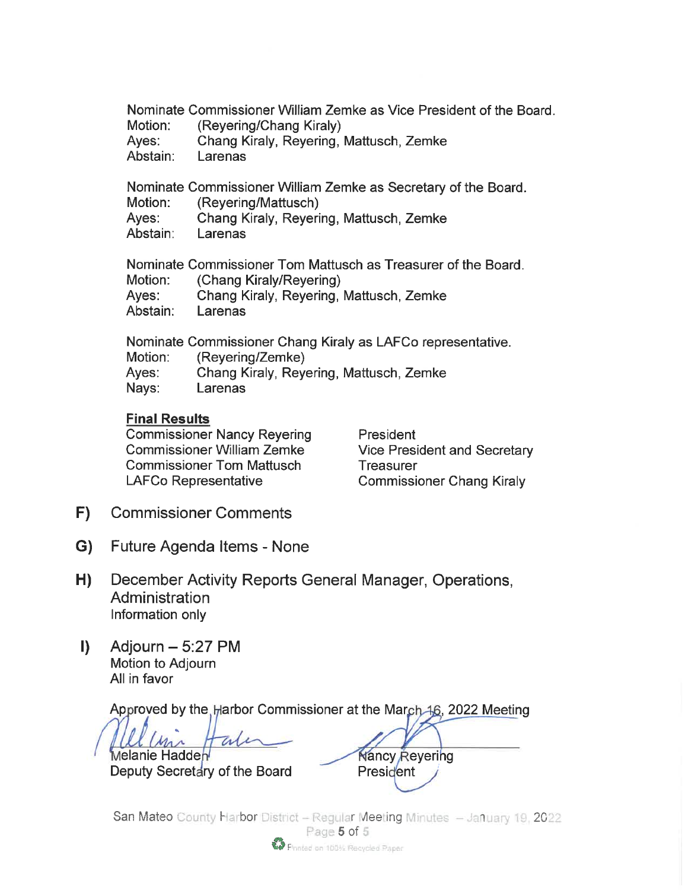Nominate Commissioner William Zemke as Vice President of the Board.
Motion: (Reyering/Chang Kiraly)
Ayes: Chang Kiraly, Reyering, Mattusch, Zemke
Abstain: Larenas

Nominate Commissioner William Zemke as Secretary of the Board.
Motion: (Reyering/Mattusch)
Ayes: Chang Kiraly, Reyering, Mattusch, Zemke
Abstain: Larenas

Nominate Commissioner Tom Mattusch as Treasurer of the Board.
Motion: (Chang Kiraly/Reyering)
Ayes: Chang Kiraly, Reyering, Mattusch, Zemke
Abstain: Larenas

Nominate Commissioner Chang Kiraly as LAFCo representative.
Motion: (Reyering/Zemke)
Ayes: Chang Kiraly, Reyering, Mattusch, Zemke
Nays: Larenas

**Final Results**

| | |
|---|---|
| Commissioner Nancy Reyering | President |
| Commissioner William Zemke | Vice President and Secretary |
| Commissioner Tom Mattusch | Treasurer |
| LAFCo Representative | Commissioner Chang Kiraly |

## F) Commissioner Comments

## G) Future Agenda Items - None

## H) December Activity Reports General Manager, Operations, Administration

Information only

## I) Adjourn – 5:27 PM

Motion to Adjourn
All in favor

Approved by the Harbor Commissioner at the March 16, 2022 Meeting

Melanie Hadden
Deputy Secretary of the Board

Nancy Reyering
President